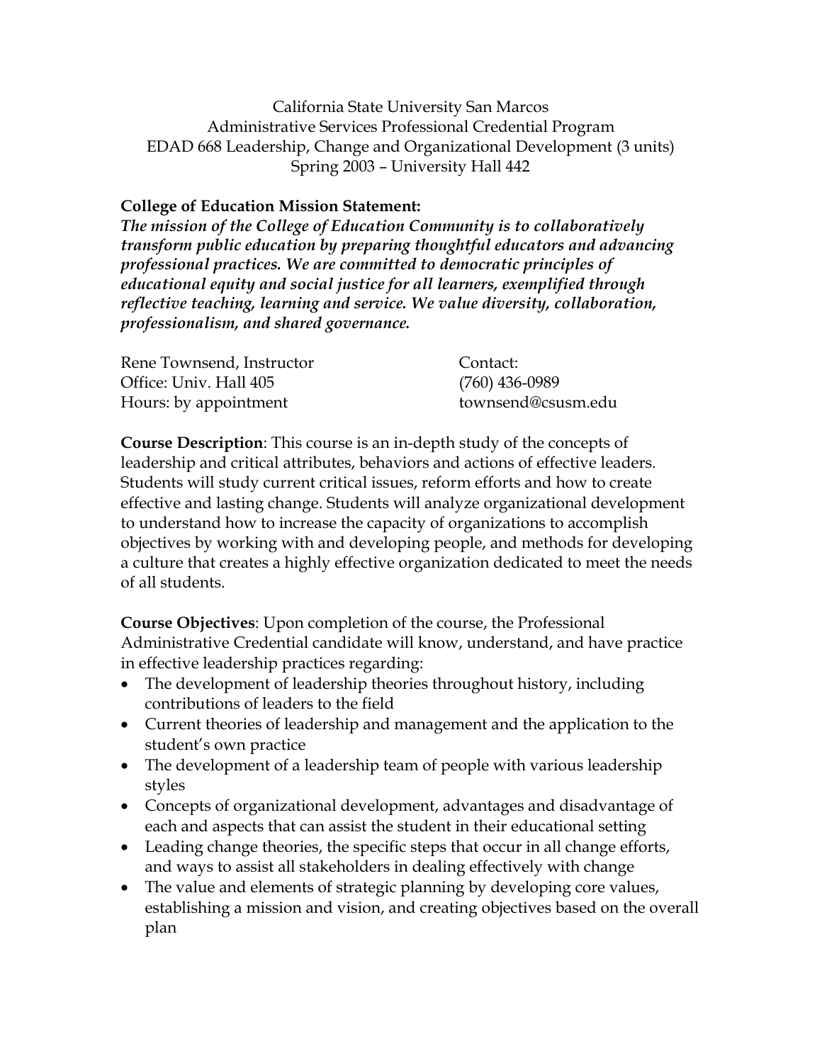California State University San Marcos
Administrative Services Professional Credential Program
EDAD 668 Leadership, Change and Organizational Development (3 units)
Spring 2003 – University Hall 442

**College of Education Mission Statement:**
***The mission of the College of Education Community is to collaboratively transform public education by preparing thoughtful educators and advancing professional practices. We are committed to democratic principles of educational equity and social justice for all learners, exemplified through reflective teaching, learning and service. We value diversity, collaboration, professionalism, and shared governance.***

Rene Townsend, Instructor
Office: Univ. Hall 405
Hours: by appointment

Contact:
(760) 436-0989
townsend@csusm.edu

**Course Description**: This course is an in-depth study of the concepts of leadership and critical attributes, behaviors and actions of effective leaders. Students will study current critical issues, reform efforts and how to create effective and lasting change. Students will analyze organizational development to understand how to increase the capacity of organizations to accomplish objectives by working with and developing people, and methods for developing a culture that creates a highly effective organization dedicated to meet the needs of all students.

**Course Objectives**: Upon completion of the course, the Professional Administrative Credential candidate will know, understand, and have practice in effective leadership practices regarding:

- The development of leadership theories throughout history, including contributions of leaders to the field
- Current theories of leadership and management and the application to the student's own practice
- The development of a leadership team of people with various leadership styles
- Concepts of organizational development, advantages and disadvantage of each and aspects that can assist the student in their educational setting
- Leading change theories, the specific steps that occur in all change efforts, and ways to assist all stakeholders in dealing effectively with change
- The value and elements of strategic planning by developing core values, establishing a mission and vision, and creating objectives based on the overall plan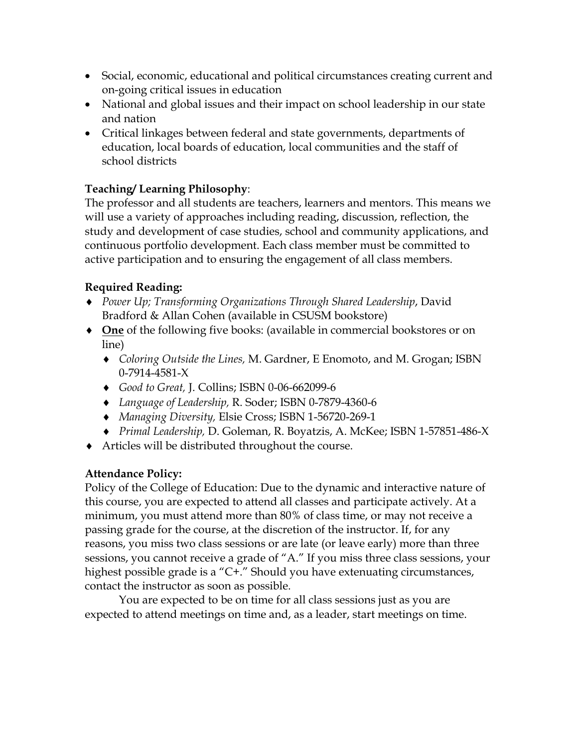- Social, economic, educational and political circumstances creating current and on-going critical issues in education
- National and global issues and their impact on school leadership in our state and nation
- Critical linkages between federal and state governments, departments of education, local boards of education, local communities and the staff of school districts

**Teaching/ Learning Philosophy**:
The professor and all students are teachers, learners and mentors. This means we will use a variety of approaches including reading, discussion, reflection, the study and development of case studies, school and community applications, and continuous portfolio development. Each class member must be committed to active participation and to ensuring the engagement of all class members.

**Required Reading:**

- *Power Up; Transforming Organizations Through Shared Leadership*, David Bradford & Allan Cohen (available in CSUSM bookstore)
- **One** of the following five books: (available in commercial bookstores or on line)
  - *Coloring Outside the Lines,* M. Gardner, E Enomoto, and M. Grogan; ISBN 0-7914-4581-X
  - *Good to Great,* J. Collins; ISBN 0-06-662099-6
  - *Language of Leadership,* R. Soder; ISBN 0-7879-4360-6
  - *Managing Diversity,* Elsie Cross; ISBN 1-56720-269-1
  - *Primal Leadership,* D. Goleman, R. Boyatzis, A. McKee; ISBN 1-57851-486-X
- Articles will be distributed throughout the course.

**Attendance Policy:**
Policy of the College of Education: Due to the dynamic and interactive nature of this course, you are expected to attend all classes and participate actively. At a minimum, you must attend more than 80% of class time, or may not receive a passing grade for the course, at the discretion of the instructor. If, for any reasons, you miss two class sessions or are late (or leave early) more than three sessions, you cannot receive a grade of "A." If you miss three class sessions, your highest possible grade is a "C+." Should you have extenuating circumstances, contact the instructor as soon as possible.

You are expected to be on time for all class sessions just as you are expected to attend meetings on time and, as a leader, start meetings on time.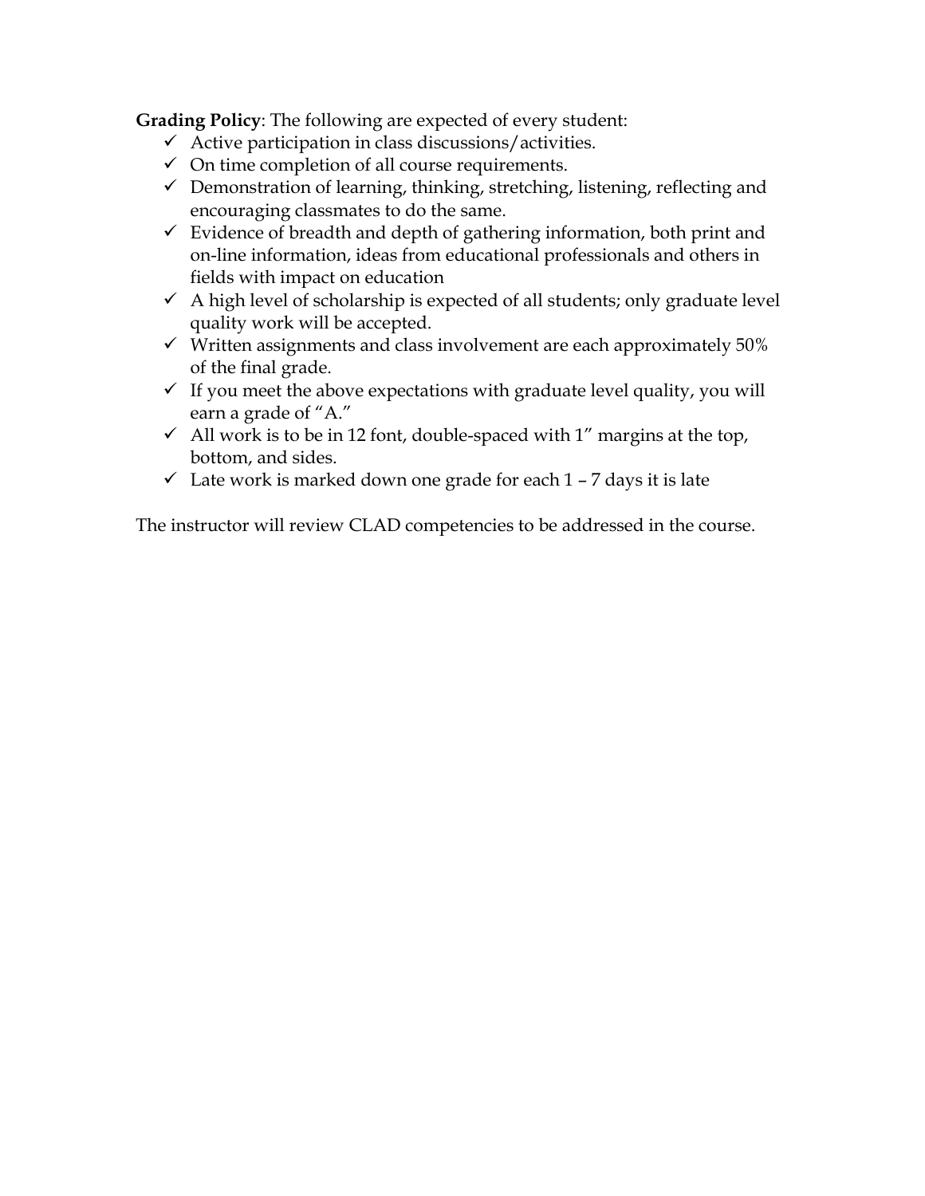**Grading Policy**: The following are expected of every student:

- ✓ Active participation in class discussions/activities.
- ✓ On time completion of all course requirements.
- ✓ Demonstration of learning, thinking, stretching, listening, reflecting and encouraging classmates to do the same.
- ✓ Evidence of breadth and depth of gathering information, both print and on-line information, ideas from educational professionals and others in fields with impact on education
- ✓ A high level of scholarship is expected of all students; only graduate level quality work will be accepted.
- ✓ Written assignments and class involvement are each approximately 50% of the final grade.
- ✓ If you meet the above expectations with graduate level quality, you will earn a grade of "A."
- ✓ All work is to be in 12 font, double-spaced with 1" margins at the top, bottom, and sides.
- ✓ Late work is marked down one grade for each 1 – 7 days it is late

The instructor will review CLAD competencies to be addressed in the course.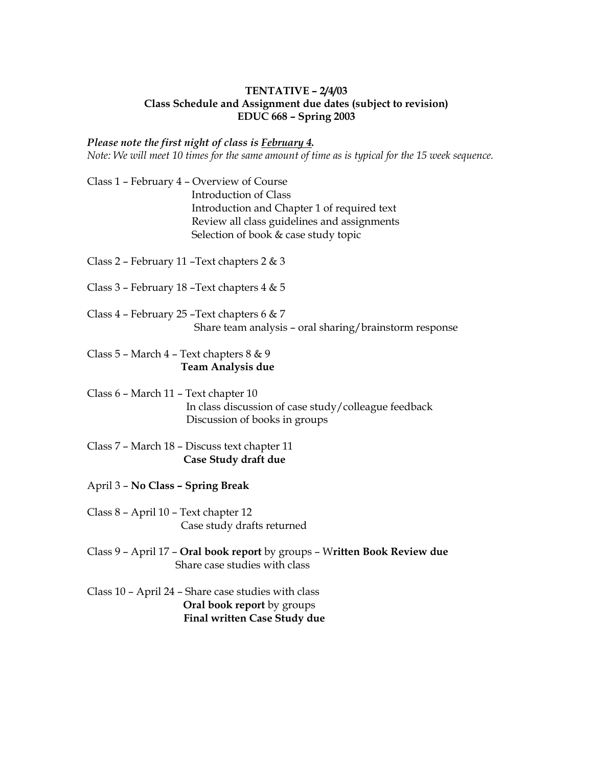**TENTATIVE – 2/4/03**
**Class Schedule and Assignment due dates (subject to revision)**
**EDUC 668 – Spring 2003**

***Please note the first night of class is February 4.***
*Note: We will meet 10 times for the same amount of time as is typical for the 15 week sequence.*

Class 1 – February 4 – Overview of Course
Introduction of Class
Introduction and Chapter 1 of required text
Review all class guidelines and assignments
Selection of book & case study topic

Class 2 – February 11 –Text chapters 2 & 3

Class 3 – February 18 –Text chapters 4 & 5

Class 4 – February 25 –Text chapters 6 & 7
Share team analysis – oral sharing/brainstorm response

Class 5 – March 4 – Text chapters 8 & 9
**Team Analysis due**

Class 6 – March 11 – Text chapter 10
In class discussion of case study/colleague feedback
Discussion of books in groups

Class 7 – March 18 – Discuss text chapter 11
**Case Study draft due**

April 3 – **No Class – Spring Break**

Class 8 – April 10 – Text chapter 12
Case study drafts returned

Class 9 – April 17 – **Oral book report** by groups – W**ritten Book Review due**
Share case studies with class

Class 10 – April 24 – Share case studies with class
**Oral book report** by groups
**Final written Case Study due**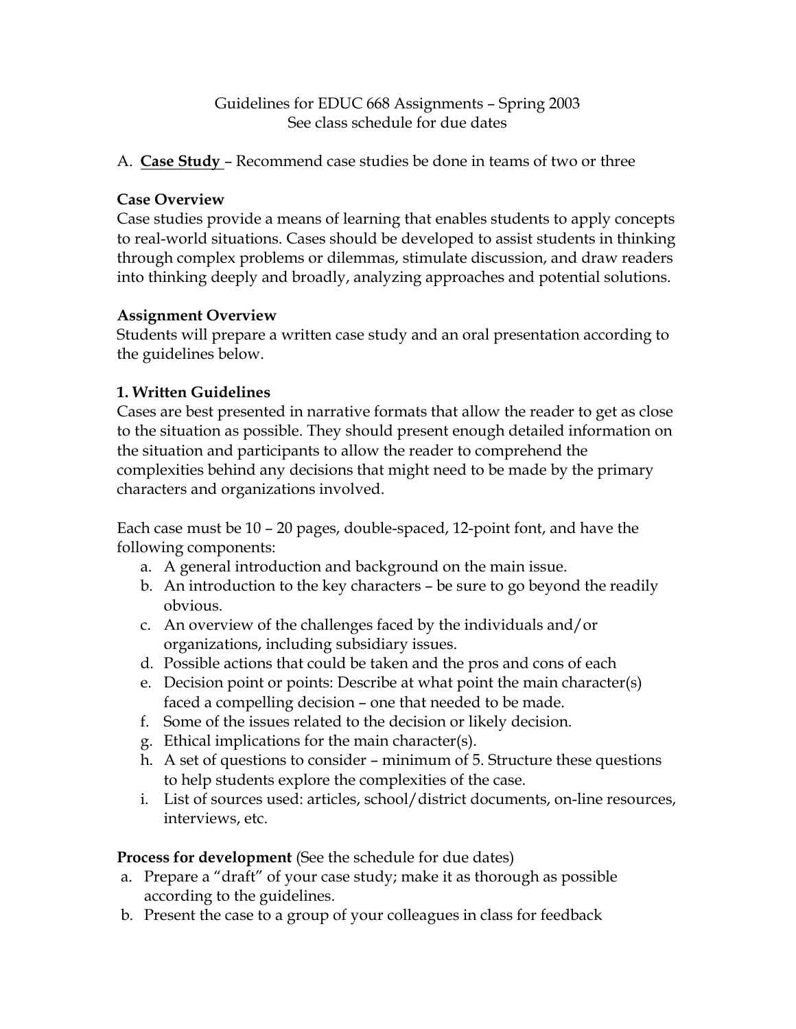Guidelines for EDUC 668 Assignments – Spring 2003
See class schedule for due dates

A. **Case Study** – Recommend case studies be done in teams of two or three

**Case Overview**
Case studies provide a means of learning that enables students to apply concepts to real-world situations. Cases should be developed to assist students in thinking through complex problems or dilemmas, stimulate discussion, and draw readers into thinking deeply and broadly, analyzing approaches and potential solutions.

**Assignment Overview**
Students will prepare a written case study and an oral presentation according to the guidelines below.

**1. Written Guidelines**
Cases are best presented in narrative formats that allow the reader to get as close to the situation as possible. They should present enough detailed information on the situation and participants to allow the reader to comprehend the complexities behind any decisions that might need to be made by the primary characters and organizations involved.

Each case must be 10 – 20 pages, double-spaced, 12-point font, and have the following components:

a. A general introduction and background on the main issue.
b. An introduction to the key characters – be sure to go beyond the readily obvious.
c. An overview of the challenges faced by the individuals and/or organizations, including subsidiary issues.
d. Possible actions that could be taken and the pros and cons of each
e. Decision point or points: Describe at what point the main character(s) faced a compelling decision – one that needed to be made.
f. Some of the issues related to the decision or likely decision.
g. Ethical implications for the main character(s).
h. A set of questions to consider – minimum of 5. Structure these questions to help students explore the complexities of the case.
i. List of sources used: articles, school/district documents, on-line resources, interviews, etc.

**Process for development** (See the schedule for due dates)

a. Prepare a "draft" of your case study; make it as thorough as possible according to the guidelines.
b. Present the case to a group of your colleagues in class for feedback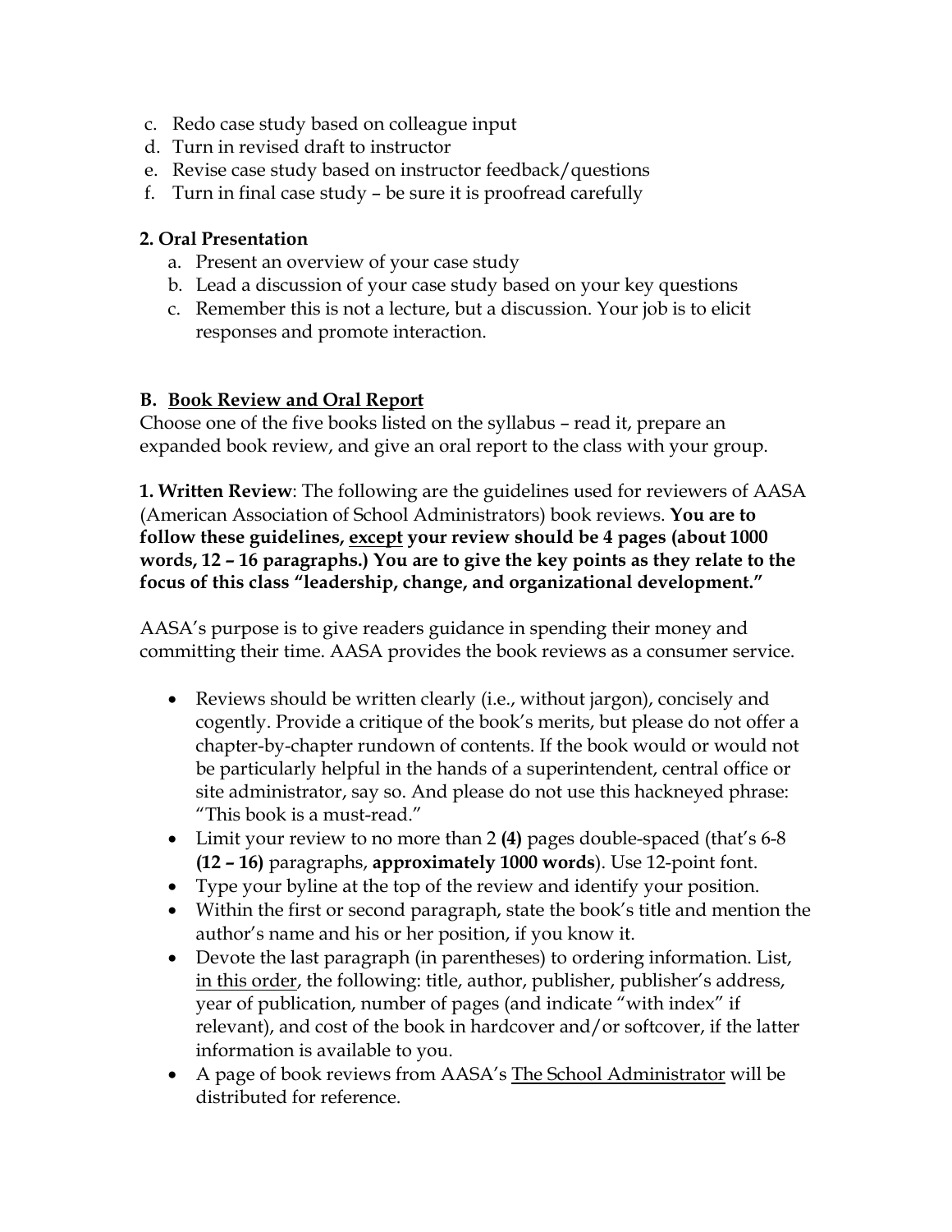c. Redo case study based on colleague input
d. Turn in revised draft to instructor
e. Revise case study based on instructor feedback/questions
f. Turn in final case study – be sure it is proofread carefully

**2. Oral Presentation**

a. Present an overview of your case study
b. Lead a discussion of your case study based on your key questions
c. Remember this is not a lecture, but a discussion. Your job is to elicit responses and promote interaction.

**B. <u>Book Review and Oral Report</u>**

Choose one of the five books listed on the syllabus – read it, prepare an expanded book review, and give an oral report to the class with your group.

**1. Written Review**: The following are the guidelines used for reviewers of AASA (American Association of School Administrators) book reviews. **You are to follow these guidelines, <u>except</u> your review should be 4 pages (about 1000 words, 12 – 16 paragraphs.) You are to give the key points as they relate to the focus of this class "leadership, change, and organizational development."**

AASA's purpose is to give readers guidance in spending their money and committing their time. AASA provides the book reviews as a consumer service.

- Reviews should be written clearly (i.e., without jargon), concisely and cogently. Provide a critique of the book's merits, but please do not offer a chapter-by-chapter rundown of contents. If the book would or would not be particularly helpful in the hands of a superintendent, central office or site administrator, say so. And please do not use this hackneyed phrase: "This book is a must-read."
- Limit your review to no more than 2 **(4)** pages double-spaced (that's 6-8 **(12 – 16)** paragraphs, **approximately 1000 words**). Use 12-point font.
- Type your byline at the top of the review and identify your position.
- Within the first or second paragraph, state the book's title and mention the author's name and his or her position, if you know it.
- Devote the last paragraph (in parentheses) to ordering information. List, <u>in this order</u>, the following: title, author, publisher, publisher's address, year of publication, number of pages (and indicate "with index" if relevant), and cost of the book in hardcover and/or softcover, if the latter information is available to you.
- A page of book reviews from AASA's <u>The School Administrator</u> will be distributed for reference.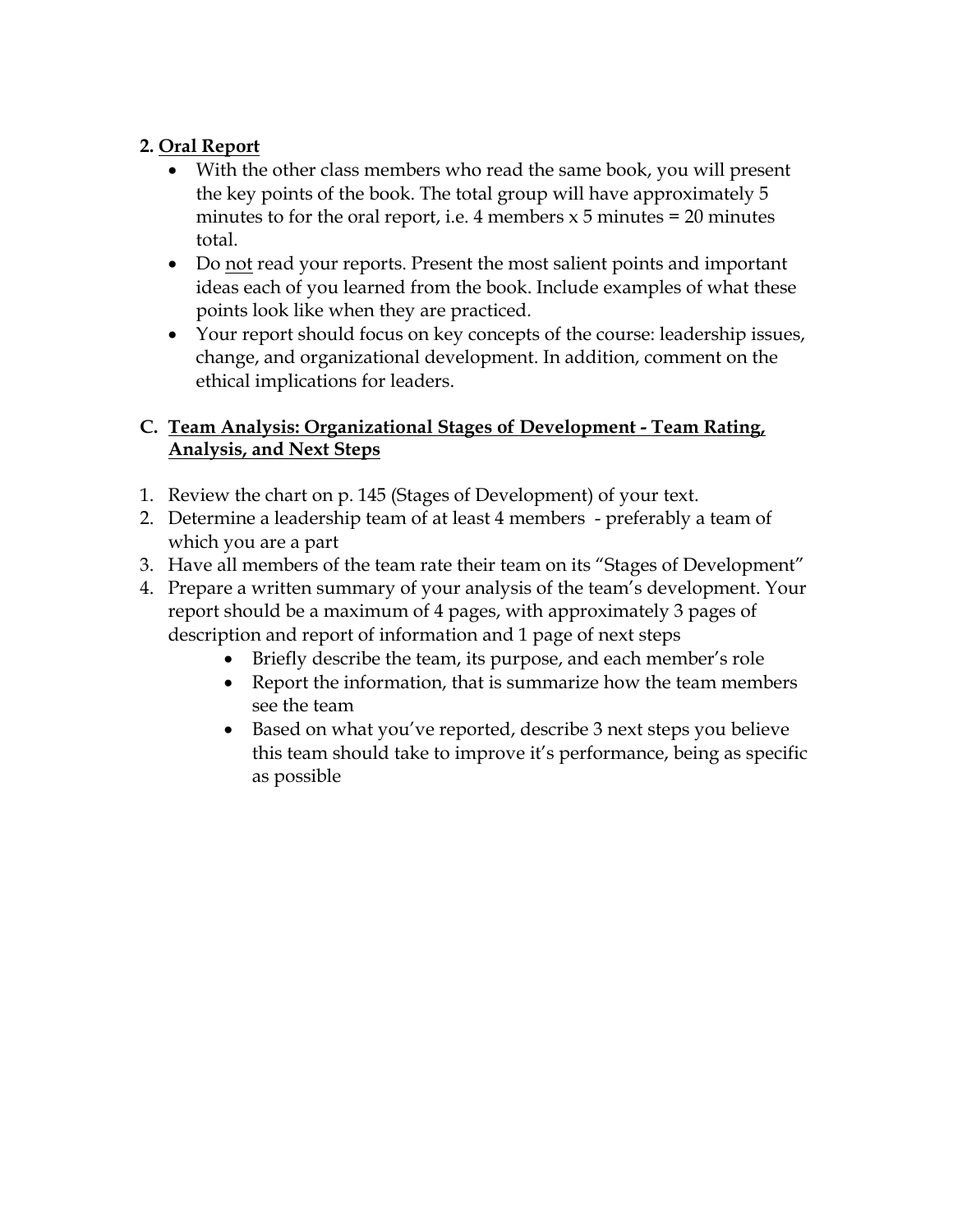**2. Oral Report**

- With the other class members who read the same book, you will present the key points of the book. The total group will have approximately 5 minutes to for the oral report, i.e. 4 members x 5 minutes = 20 minutes total.
- Do not read your reports. Present the most salient points and important ideas each of you learned from the book. Include examples of what these points look like when they are practiced.
- Your report should focus on key concepts of the course: leadership issues, change, and organizational development. In addition, comment on the ethical implications for leaders.

**C. Team Analysis: Organizational Stages of Development - Team Rating, Analysis, and Next Steps**

1. Review the chart on p. 145 (Stages of Development) of your text.
2. Determine a leadership team of at least 4 members - preferably a team of which you are a part
3. Have all members of the team rate their team on its "Stages of Development"
4. Prepare a written summary of your analysis of the team's development. Your report should be a maximum of 4 pages, with approximately 3 pages of description and report of information and 1 page of next steps
   - Briefly describe the team, its purpose, and each member's role
   - Report the information, that is summarize how the team members see the team
   - Based on what you've reported, describe 3 next steps you believe this team should take to improve it's performance, being as specific as possible